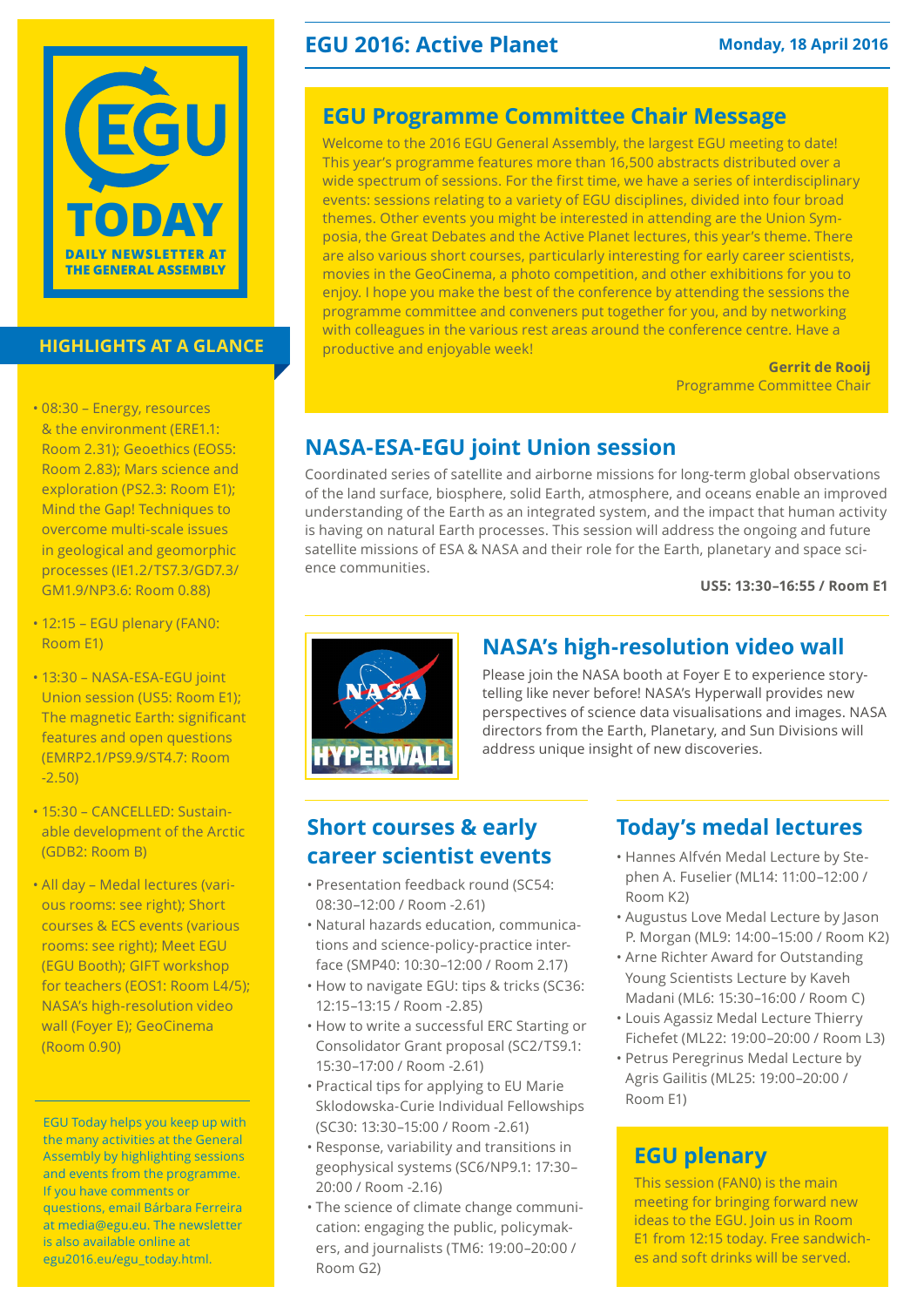# EGU TODAY

DAILY NEWSLETTER AT THE GENERAL ASSEMBLY

## HIGHLIGHTS AT A GLANCE

- 08:30 – Energy, resources & the environment (ERE1.1: Room 2.31); Geoethics (EOS5: Room 2.83); Mars science and exploration (PS2.3: Room E1); Mind the Gap! Techniques to overcome multi-scale issues in geological and geomorphic processes (IE1.2/TS7.3/GD7.3/GM1.9/NP3.6: Room 0.88)
- 12:15 – EGU plenary (FAN0: Room E1)
- 13:30 – NASA-ESA-EGU joint Union session (US5: Room E1); The magnetic Earth: significant features and open questions (EMRP2.1/PS9.9/ST4.7: Room -2.50)
- 15:30 – CANCELLED: Sustainable development of the Arctic (GDB2: Room B)
- All day – Medal lectures (various rooms: see right); Short courses & ECS events (various rooms: see right); Meet EGU (EGU Booth); GIFT workshop for teachers (EOS1: Room L4/5); NASA's high-resolution video wall (Foyer E); GeoCinema (Room 0.90)

EGU Today helps you keep up with the many activities at the General Assembly by highlighting sessions and events from the programme. If you have comments or questions, email Bárbara Ferreira at media@egu.eu. The newsletter is also available online at egu2016.eu/egu_today.html.

# EGU 2016: Active Planet

**Monday, 18 April 2016**

## EGU Programme Committee Chair Message

Welcome to the 2016 EGU General Assembly, the largest EGU meeting to date! This year's programme features more than 16,500 abstracts distributed over a wide spectrum of sessions. For the first time, we have a series of interdisciplinary events: sessions relating to a variety of EGU disciplines, divided into four broad themes. Other events you might be interested in attending are the Union Symposia, the Great Debates and the Active Planet lectures, this year's theme. There are also various short courses, particularly interesting for early career scientists, movies in the GeoCinema, a photo competition, and other exhibitions for you to enjoy. I hope you make the best of the conference by attending the sessions the programme committee and conveners put together for you, and by networking with colleagues in the various rest areas around the conference centre. Have a productive and enjoyable week!

**Gerrit de Rooij**
Programme Committee Chair

## NASA-ESA-EGU joint Union session

Coordinated series of satellite and airborne missions for long-term global observations of the land surface, biosphere, solid Earth, atmosphere, and oceans enable an improved understanding of the Earth as an integrated system, and the impact that human activity is having on natural Earth processes. This session will address the ongoing and future satellite missions of ESA & NASA and their role for the Earth, planetary and space science communities.

**US5: 13:30–16:55 / Room E1**

## NASA's high-resolution video wall

Please join the NASA booth at Foyer E to experience storytelling like never before! NASA's Hyperwall provides new perspectives of science data visualisations and images. NASA directors from the Earth, Planetary, and Sun Divisions will address unique insight of new discoveries.

## Short courses & early career scientist events

- Presentation feedback round (SC54: 08:30–12:00 / Room -2.61)
- Natural hazards education, communications and science-policy-practice interface (SMP40: 10:30–12:00 / Room 2.17)
- How to navigate EGU: tips & tricks (SC36: 12:15–13:15 / Room -2.85)
- How to write a successful ERC Starting or Consolidator Grant proposal (SC2/TS9.1: 15:30–17:00 / Room -2.61)
- Practical tips for applying to EU Marie Sklodowska-Curie Individual Fellowships (SC30: 13:30–15:00 / Room -2.61)
- Response, variability and transitions in geophysical systems (SC6/NP9.1: 17:30–20:00 / Room -2.16)
- The science of climate change communication: engaging the public, policymakers, and journalists (TM6: 19:00–20:00 / Room G2)

## Today's medal lectures

- Hannes Alfvén Medal Lecture by Stephen A. Fuselier (ML14: 11:00–12:00 / Room K2)
- Augustus Love Medal Lecture by Jason P. Morgan (ML9: 14:00–15:00 / Room K2)
- Arne Richter Award for Outstanding Young Scientists Lecture by Kaveh Madani (ML6: 15:30–16:00 / Room C)
- Louis Agassiz Medal Lecture Thierry Fichefet (ML22: 19:00–20:00 / Room L3)
- Petrus Peregrinus Medal Lecture by Agris Gailitis (ML25: 19:00–20:00 / Room E1)

## EGU plenary

This session (FAN0) is the main meeting for bringing forward new ideas to the EGU. Join us in Room E1 from 12:15 today. Free sandwiches and soft drinks will be served.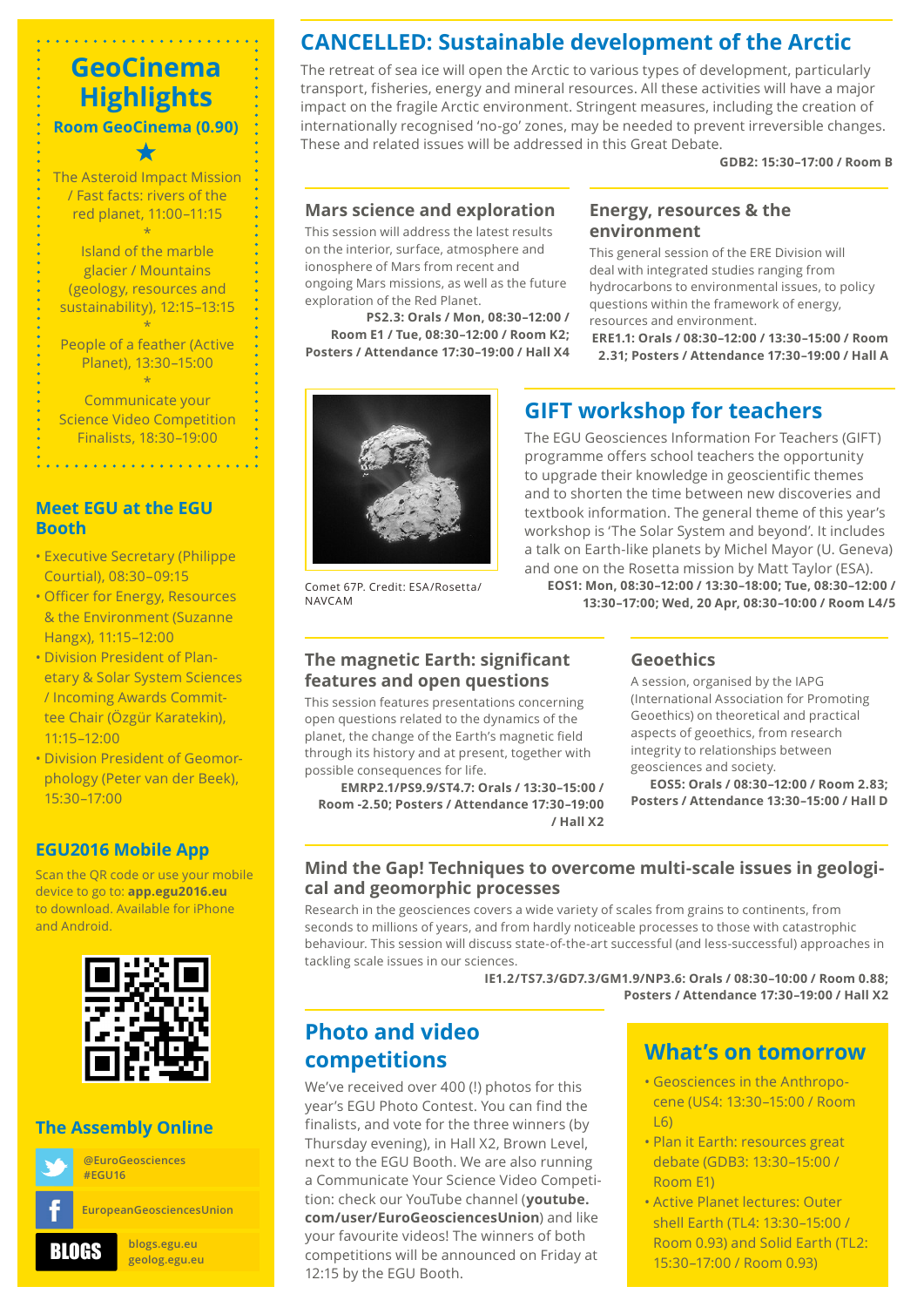## GeoCinema Highlights

**Room GeoCinema (0.90)**

★

The Asteroid Impact Mission / Fast facts: rivers of the red planet, 11:00–11:15

*

Island of the marble glacier / Mountains (geology, resources and sustainability), 12:15–13:15

*

People of a feather (Active Planet), 13:30–15:00

*

Communicate your Science Video Competition Finalists, 18:30–19:00

## Meet EGU at the EGU Booth

- Executive Secretary (Philippe Courtial), 08:30–09:15
- Officer for Energy, Resources & the Environment (Suzanne Hangx), 11:15–12:00
- Division President of Planetary & Solar System Sciences / Incoming Awards Committee Chair (Özgür Karatekin), 11:15–12:00
- Division President of Geomorphology (Peter van der Beek), 15:30–17:00

## EGU2016 Mobile App

Scan the QR code or use your mobile device to go to: **app.egu2016.eu** to download. Available for iPhone and Android.

## The Assembly Online

@EuroGeosciences
#EGU16

EuropeanGeosciencesUnion

BLOGS
blogs.egu.eu
geolog.egu.eu

## CANCELLED: Sustainable development of the Arctic

The retreat of sea ice will open the Arctic to various types of development, particularly transport, fisheries, energy and mineral resources. All these activities will have a major impact on the fragile Arctic environment. Stringent measures, including the creation of internationally recognised 'no-go' zones, may be needed to prevent irreversible changes. These and related issues will be addressed in this Great Debate.

**GDB2: 15:30–17:00 / Room B**

### Mars science and exploration

This session will address the latest results on the interior, surface, atmosphere and ionosphere of Mars from recent and ongoing Mars missions, as well as the future exploration of the Red Planet.

**PS2.3: Orals / Mon, 08:30–12:00 / Room E1 / Tue, 08:30–12:00 / Room K2; Posters / Attendance 17:30–19:00 / Hall X4**

### Energy, resources & the environment

This general session of the ERE Division will deal with integrated studies ranging from hydrocarbons to environmental issues, to policy questions within the framework of energy, resources and environment.

**ERE1.1: Orals / 08:30–12:00 / 13:30–15:00 / Room 2.31; Posters / Attendance 17:30–19:00 / Hall A**

Comet 67P. Credit: ESA/Rosetta/NAVCAM

## GIFT workshop for teachers

The EGU Geosciences Information For Teachers (GIFT) programme offers school teachers the opportunity to upgrade their knowledge in geoscientific themes and to shorten the time between new discoveries and textbook information. The general theme of this year's workshop is 'The Solar System and beyond'. It includes a talk on Earth-like planets by Michel Mayor (U. Geneva) and one on the Rosetta mission by Matt Taylor (ESA).

**EOS1: Mon, 08:30–12:00 / 13:30–18:00; Tue, 08:30–12:00 / 13:30–17:00; Wed, 20 Apr, 08:30–10:00 / Room L4/5**

### The magnetic Earth: significant features and open questions

This session features presentations concerning open questions related to the dynamics of the planet, the change of the Earth's magnetic field through its history and at present, together with possible consequences for life.

**EMRP2.1/PS9.9/ST4.7: Orals / 13:30–15:00 / Room -2.50; Posters / Attendance 17:30–19:00 / Hall X2**

### Geoethics

A session, organised by the IAPG (International Association for Promoting Geoethics) on theoretical and practical aspects of geoethics, from research integrity to relationships between geosciences and society.

**EOS5: Orals / 08:30–12:00 / Room 2.83; Posters / Attendance 13:30–15:00 / Hall D**

### Mind the Gap! Techniques to overcome multi-scale issues in geological and geomorphic processes

Research in the geosciences covers a wide variety of scales from grains to continents, from seconds to millions of years, and from hardly noticeable processes to those with catastrophic behaviour. This session will discuss state-of-the-art successful (and less-successful) approaches in tackling scale issues in our sciences.

**IE1.2/TS7.3/GD7.3/GM1.9/NP3.6: Orals / 08:30–10:00 / Room 0.88; Posters / Attendance 17:30–19:00 / Hall X2**

## Photo and video competitions

We've received over 400 (!) photos for this year's EGU Photo Contest. You can find the finalists, and vote for the three winners (by Thursday evening), in Hall X2, Brown Level, next to the EGU Booth. We are also running a Communicate Your Science Video Competition: check our YouTube channel (**youtube.com/user/EuroGeosciencesUnion**) and like your favourite videos! The winners of both competitions will be announced on Friday at 12:15 by the EGU Booth.

## What's on tomorrow

- Geosciences in the Anthropocene (US4: 13:30–15:00 / Room L6)
- Plan it Earth: resources great debate (GDB3: 13:30–15:00 / Room E1)
- Active Planet lectures: Outer shell Earth (TL4: 13:30–15:00 / Room 0.93) and Solid Earth (TL2: 15:30–17:00 / Room 0.93)